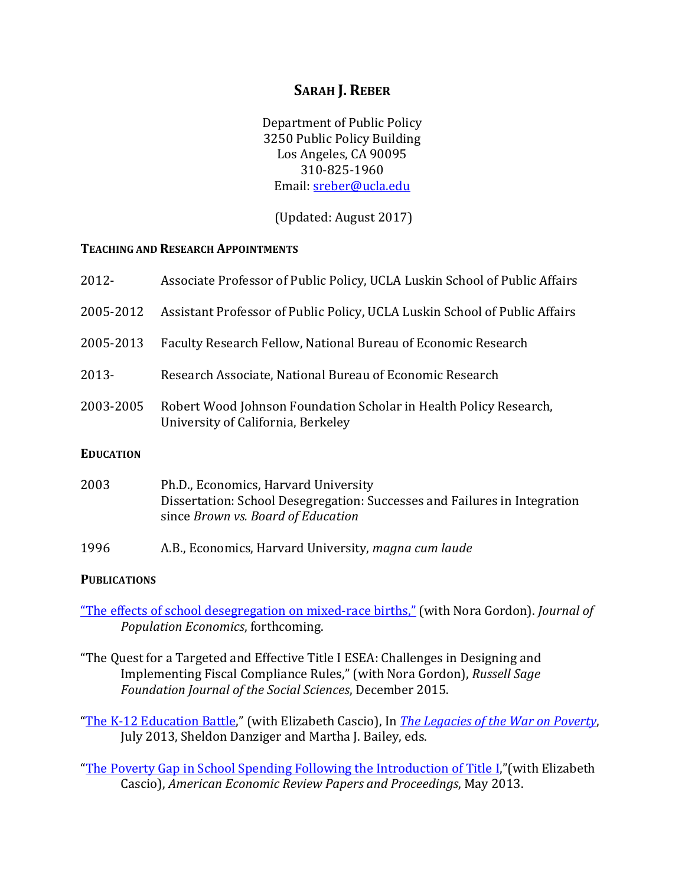# SARAH J. REBER

Department of Public Policy
3250 Public Policy Building
Los Angeles, CA 90095
310-825-1960
Email: sreber@ucla.edu

(Updated: August 2017)

## TEACHING AND RESEARCH APPOINTMENTS

2012- Associate Professor of Public Policy, UCLA Luskin School of Public Affairs

2005-2012 Assistant Professor of Public Policy, UCLA Luskin School of Public Affairs

2005-2013 Faculty Research Fellow, National Bureau of Economic Research

2013- Research Associate, National Bureau of Economic Research

2003-2005 Robert Wood Johnson Foundation Scholar in Health Policy Research, University of California, Berkeley

## EDUCATION

2003 Ph.D., Economics, Harvard University
Dissertation: School Desegregation: Successes and Failures in Integration since *Brown vs. Board of Education*

1996 A.B., Economics, Harvard University, *magna cum laude*

## PUBLICATIONS

"The effects of school desegregation on mixed-race births," (with Nora Gordon). *Journal of Population Economics*, forthcoming.

"The Quest for a Targeted and Effective Title I ESEA: Challenges in Designing and Implementing Fiscal Compliance Rules," (with Nora Gordon), *Russell Sage Foundation Journal of the Social Sciences*, December 2015.

"The K-12 Education Battle," (with Elizabeth Cascio), In *The Legacies of the War on Poverty*, July 2013, Sheldon Danziger and Martha J. Bailey, eds.

"The Poverty Gap in School Spending Following the Introduction of Title I,"(with Elizabeth Cascio), *American Economic Review Papers and Proceedings*, May 2013.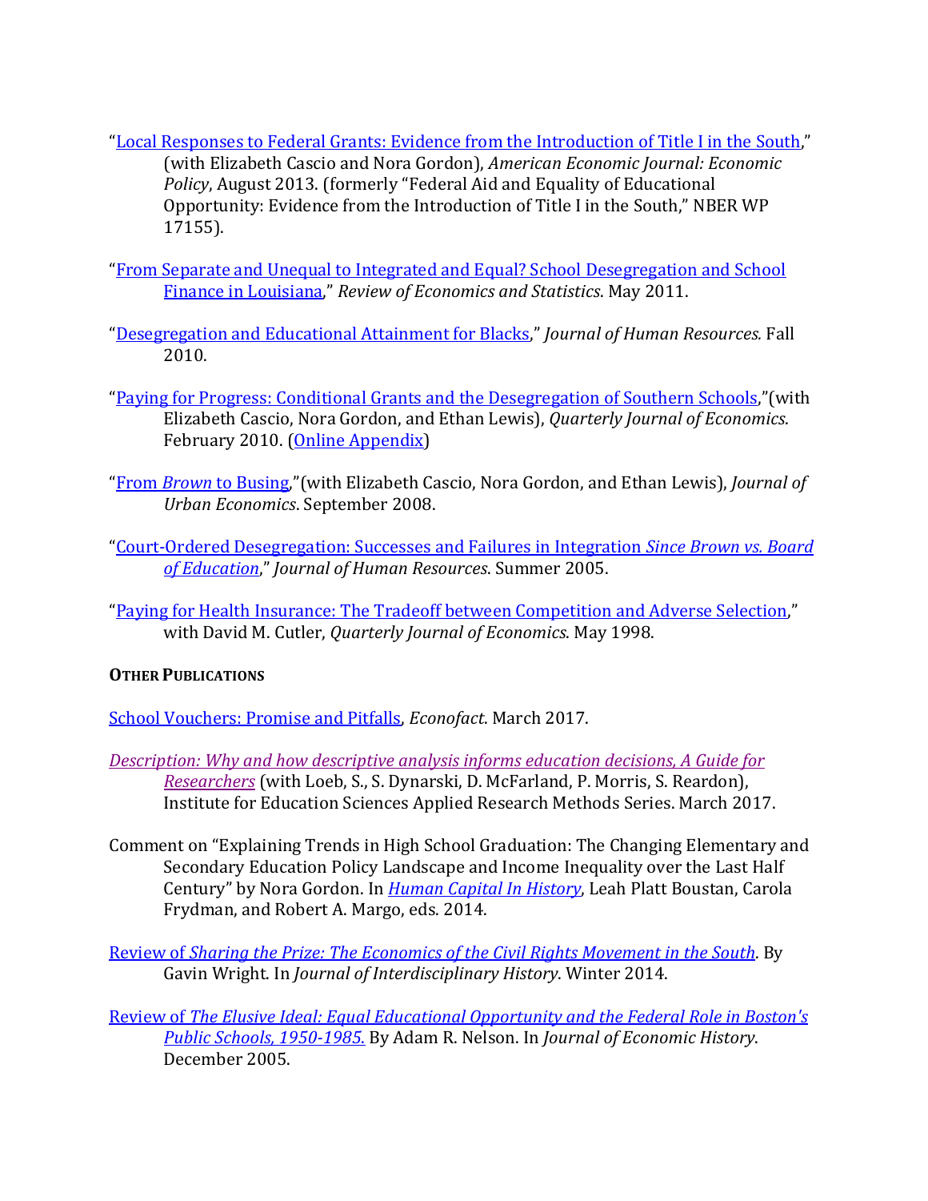"Local Responses to Federal Grants: Evidence from the Introduction of Title I in the South," (with Elizabeth Cascio and Nora Gordon), *American Economic Journal: Economic Policy*, August 2013. (formerly "Federal Aid and Equality of Educational Opportunity: Evidence from the Introduction of Title I in the South," NBER WP 17155).

"From Separate and Unequal to Integrated and Equal? School Desegregation and School Finance in Louisiana," *Review of Economics and Statistics*. May 2011.

"Desegregation and Educational Attainment for Blacks," *Journal of Human Resources.* Fall 2010.

"Paying for Progress: Conditional Grants and the Desegregation of Southern Schools,"(with Elizabeth Cascio, Nora Gordon, and Ethan Lewis), *Quarterly Journal of Economics*. February 2010. (Online Appendix)

"From *Brown* to Busing,"(with Elizabeth Cascio, Nora Gordon, and Ethan Lewis), *Journal of Urban Economics*. September 2008.

"Court-Ordered Desegregation: Successes and Failures in Integration *Since Brown vs. Board of Education*," *Journal of Human Resources*. Summer 2005.

"Paying for Health Insurance: The Tradeoff between Competition and Adverse Selection," with David M. Cutler, *Quarterly Journal of Economics*. May 1998.

**OTHER PUBLICATIONS**

School Vouchers: Promise and Pitfalls, *Econofact*. March 2017.

*Description: Why and how descriptive analysis informs education decisions, A Guide for Researchers* (with Loeb, S., S. Dynarski, D. McFarland, P. Morris, S. Reardon), Institute for Education Sciences Applied Research Methods Series. March 2017.

Comment on "Explaining Trends in High School Graduation: The Changing Elementary and Secondary Education Policy Landscape and Income Inequality over the Last Half Century" by Nora Gordon. In *Human Capital In History*, Leah Platt Boustan, Carola Frydman, and Robert A. Margo, eds. 2014.

Review of *Sharing the Prize: The Economics of the Civil Rights Movement in the South*. By Gavin Wright. In *Journal of Interdisciplinary History*. Winter 2014.

Review of *The Elusive Ideal: Equal Educational Opportunity and the Federal Role in Boston's Public Schools, 1950-1985.* By Adam R. Nelson. In *Journal of Economic History*. December 2005.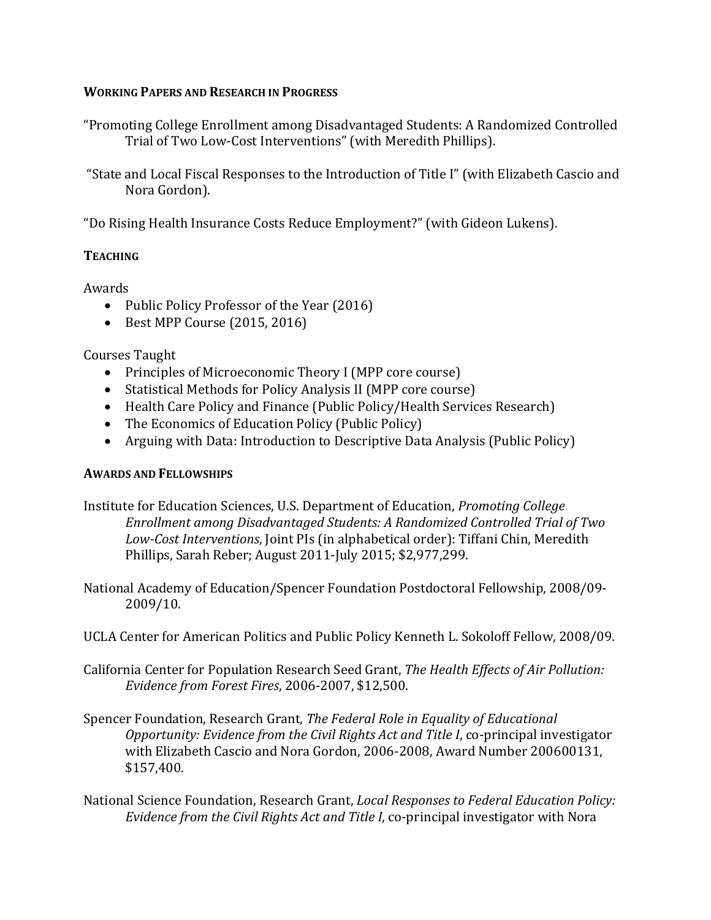## WORKING PAPERS AND RESEARCH IN PROGRESS

"Promoting College Enrollment among Disadvantaged Students: A Randomized Controlled Trial of Two Low-Cost Interventions" (with Meredith Phillips).

"State and Local Fiscal Responses to the Introduction of Title I" (with Elizabeth Cascio and Nora Gordon).

"Do Rising Health Insurance Costs Reduce Employment?" (with Gideon Lukens).

## TEACHING

Awards

- Public Policy Professor of the Year (2016)
- Best MPP Course (2015, 2016)

Courses Taught

- Principles of Microeconomic Theory I (MPP core course)
- Statistical Methods for Policy Analysis II (MPP core course)
- Health Care Policy and Finance (Public Policy/Health Services Research)
- The Economics of Education Policy (Public Policy)
- Arguing with Data: Introduction to Descriptive Data Analysis (Public Policy)

## AWARDS AND FELLOWSHIPS

Institute for Education Sciences, U.S. Department of Education, *Promoting College Enrollment among Disadvantaged Students: A Randomized Controlled Trial of Two Low-Cost Interventions*, Joint PIs (in alphabetical order): Tiffani Chin, Meredith Phillips, Sarah Reber; August 2011-July 2015; $2,977,299.

National Academy of Education/Spencer Foundation Postdoctoral Fellowship, 2008/09-2009/10.

UCLA Center for American Politics and Public Policy Kenneth L. Sokoloff Fellow, 2008/09.

California Center for Population Research Seed Grant, *The Health Effects of Air Pollution: Evidence from Forest Fires*, 2006-2007, $12,500.

Spencer Foundation, Research Grant, *The Federal Role in Equality of Educational Opportunity: Evidence from the Civil Rights Act and Title I*, co-principal investigator with Elizabeth Cascio and Nora Gordon, 2006-2008, Award Number 200600131, $157,400.

National Science Foundation, Research Grant, *Local Responses to Federal Education Policy: Evidence from the Civil Rights Act and Title I*, co-principal investigator with Nora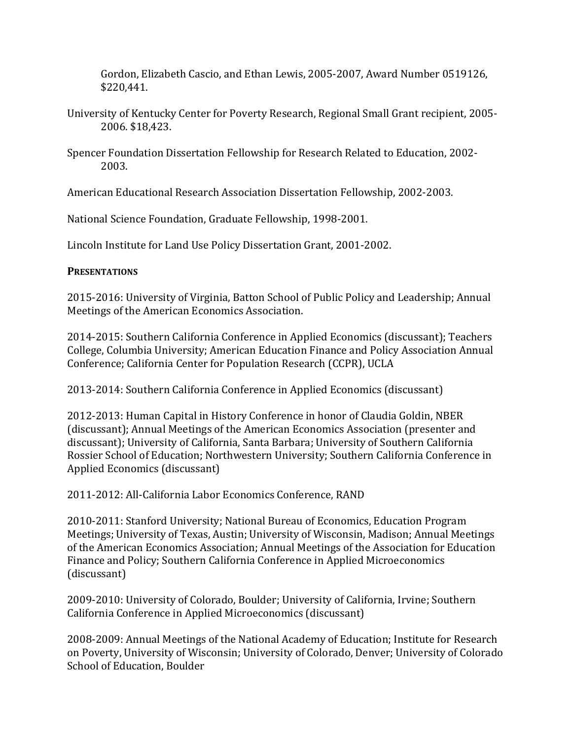Gordon, Elizabeth Cascio, and Ethan Lewis, 2005-2007, Award Number 0519126, $220,441.

University of Kentucky Center for Poverty Research, Regional Small Grant recipient, 2005-2006. $18,423.

Spencer Foundation Dissertation Fellowship for Research Related to Education, 2002-2003.

American Educational Research Association Dissertation Fellowship, 2002-2003.

National Science Foundation, Graduate Fellowship, 1998-2001.

Lincoln Institute for Land Use Policy Dissertation Grant, 2001-2002.

**PRESENTATIONS**

2015-2016: University of Virginia, Batton School of Public Policy and Leadership; Annual Meetings of the American Economics Association.

2014-2015: Southern California Conference in Applied Economics (discussant); Teachers College, Columbia University; American Education Finance and Policy Association Annual Conference; California Center for Population Research (CCPR), UCLA

2013-2014: Southern California Conference in Applied Economics (discussant)

2012-2013: Human Capital in History Conference in honor of Claudia Goldin, NBER (discussant); Annual Meetings of the American Economics Association (presenter and discussant); University of California, Santa Barbara; University of Southern California Rossier School of Education; Northwestern University; Southern California Conference in Applied Economics (discussant)

2011-2012: All-California Labor Economics Conference, RAND

2010-2011: Stanford University; National Bureau of Economics, Education Program Meetings; University of Texas, Austin; University of Wisconsin, Madison; Annual Meetings of the American Economics Association; Annual Meetings of the Association for Education Finance and Policy; Southern California Conference in Applied Microeconomics (discussant)

2009-2010: University of Colorado, Boulder; University of California, Irvine; Southern California Conference in Applied Microeconomics (discussant)

2008-2009: Annual Meetings of the National Academy of Education; Institute for Research on Poverty, University of Wisconsin; University of Colorado, Denver; University of Colorado School of Education, Boulder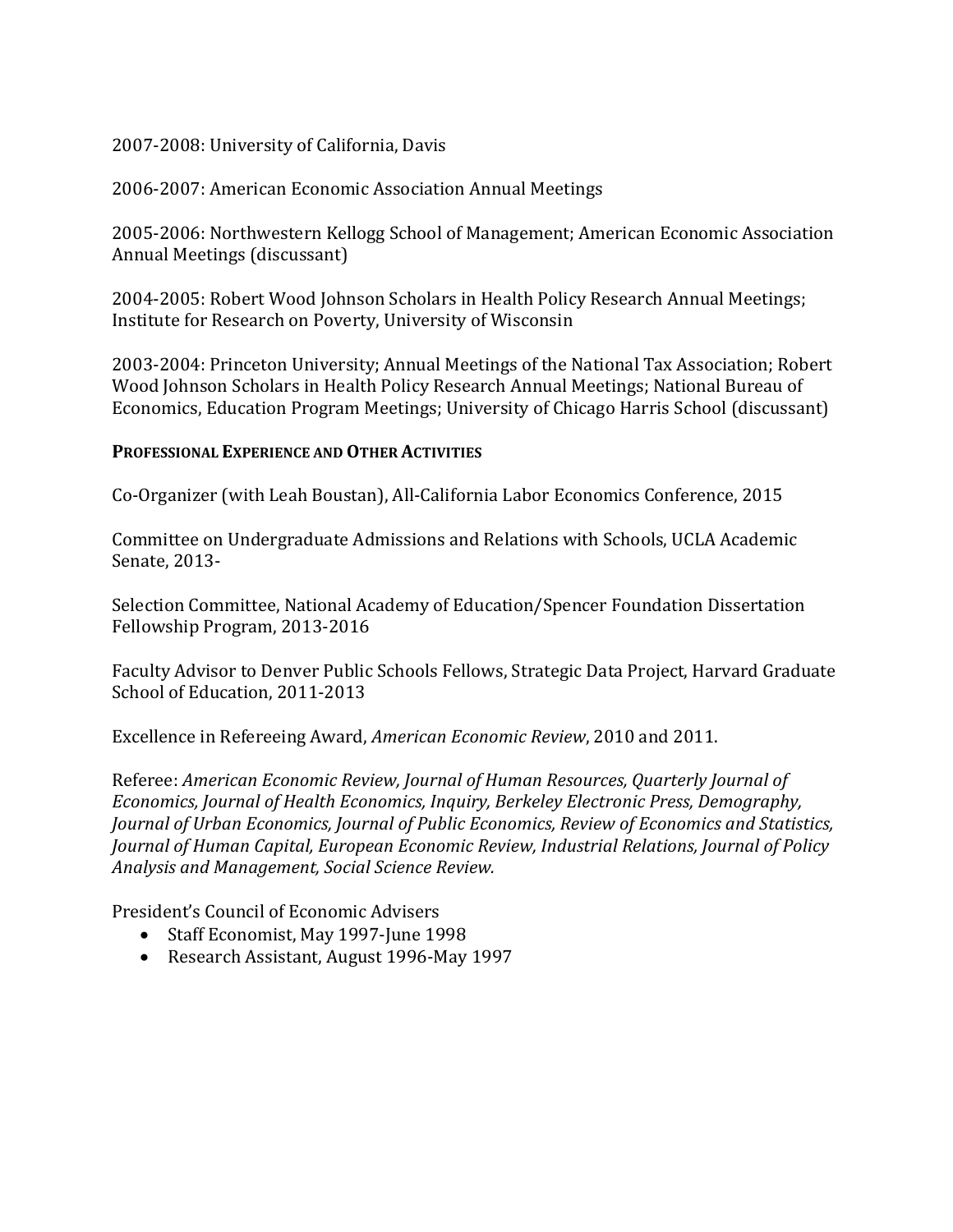2007-2008: University of California, Davis

2006-2007: American Economic Association Annual Meetings

2005-2006: Northwestern Kellogg School of Management; American Economic Association Annual Meetings (discussant)

2004-2005: Robert Wood Johnson Scholars in Health Policy Research Annual Meetings; Institute for Research on Poverty, University of Wisconsin

2003-2004: Princeton University; Annual Meetings of the National Tax Association; Robert Wood Johnson Scholars in Health Policy Research Annual Meetings; National Bureau of Economics, Education Program Meetings; University of Chicago Harris School (discussant)

**PROFESSIONAL EXPERIENCE AND OTHER ACTIVITIES**

Co-Organizer (with Leah Boustan), All-California Labor Economics Conference, 2015

Committee on Undergraduate Admissions and Relations with Schools, UCLA Academic Senate, 2013-

Selection Committee, National Academy of Education/Spencer Foundation Dissertation Fellowship Program, 2013-2016

Faculty Advisor to Denver Public Schools Fellows, Strategic Data Project, Harvard Graduate School of Education, 2011-2013

Excellence in Refereeing Award, *American Economic Review*, 2010 and 2011.

Referee: *American Economic Review, Journal of Human Resources, Quarterly Journal of Economics, Journal of Health Economics, Inquiry, Berkeley Electronic Press, Demography, Journal of Urban Economics, Journal of Public Economics, Review of Economics and Statistics, Journal of Human Capital, European Economic Review, Industrial Relations, Journal of Policy Analysis and Management, Social Science Review.*

President's Council of Economic Advisers

- Staff Economist, May 1997-June 1998
- Research Assistant, August 1996-May 1997